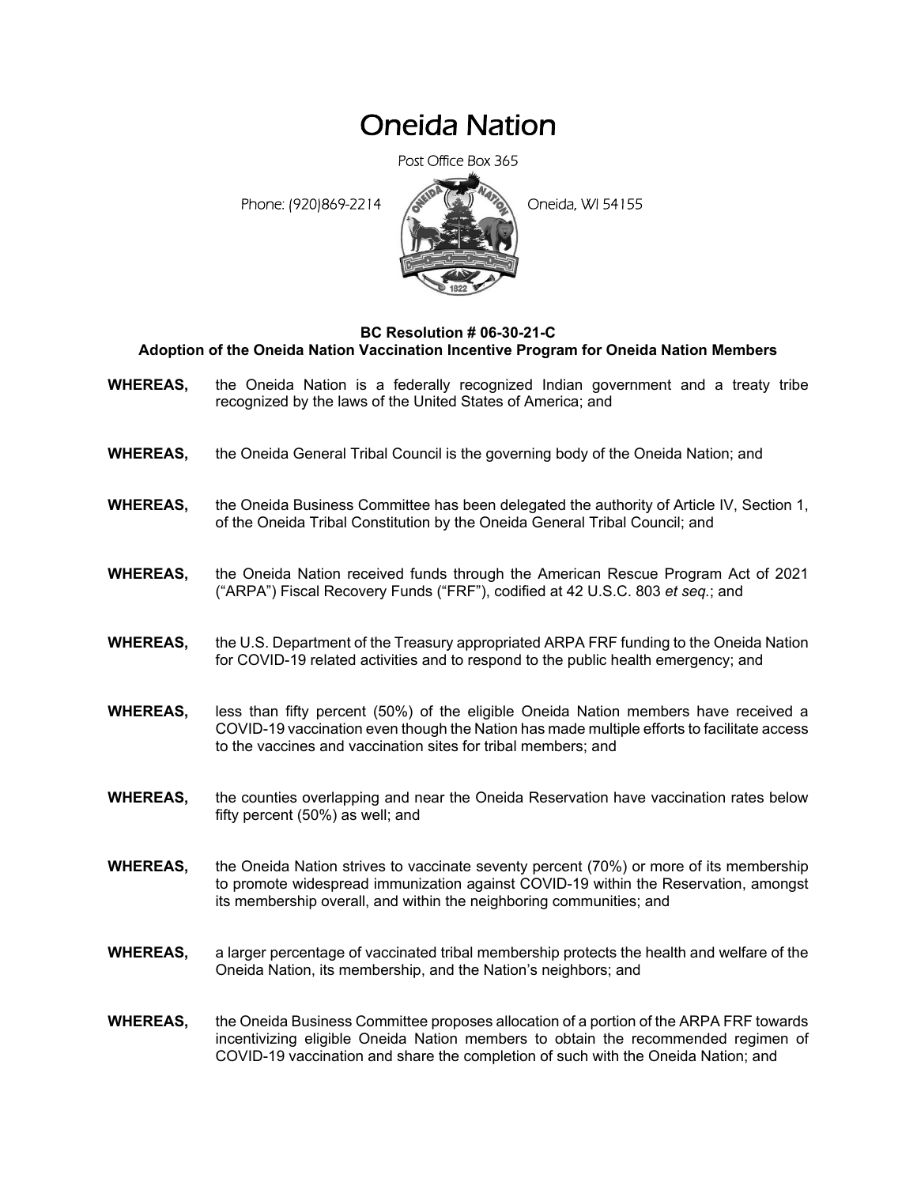# Oneida Nation

Post Office Box 365

Phone: (920)869-2214 Oneida, WI 54155

**BC Resolution # 06-30-21-C**
**Adoption of the Oneida Nation Vaccination Incentive Program for Oneida Nation Members**

**WHEREAS,** the Oneida Nation is a federally recognized Indian government and a treaty tribe recognized by the laws of the United States of America; and

**WHEREAS,** the Oneida General Tribal Council is the governing body of the Oneida Nation; and

**WHEREAS,** the Oneida Business Committee has been delegated the authority of Article IV, Section 1, of the Oneida Tribal Constitution by the Oneida General Tribal Council; and

**WHEREAS,** the Oneida Nation received funds through the American Rescue Program Act of 2021 ("ARPA") Fiscal Recovery Funds ("FRF"), codified at 42 U.S.C. 803 *et seq.*; and

**WHEREAS,** the U.S. Department of the Treasury appropriated ARPA FRF funding to the Oneida Nation for COVID-19 related activities and to respond to the public health emergency; and

**WHEREAS,** less than fifty percent (50%) of the eligible Oneida Nation members have received a COVID-19 vaccination even though the Nation has made multiple efforts to facilitate access to the vaccines and vaccination sites for tribal members; and

**WHEREAS,** the counties overlapping and near the Oneida Reservation have vaccination rates below fifty percent (50%) as well; and

**WHEREAS,** the Oneida Nation strives to vaccinate seventy percent (70%) or more of its membership to promote widespread immunization against COVID-19 within the Reservation, amongst its membership overall, and within the neighboring communities; and

**WHEREAS,** a larger percentage of vaccinated tribal membership protects the health and welfare of the Oneida Nation, its membership, and the Nation's neighbors; and

**WHEREAS,** the Oneida Business Committee proposes allocation of a portion of the ARPA FRF towards incentivizing eligible Oneida Nation members to obtain the recommended regimen of COVID-19 vaccination and share the completion of such with the Oneida Nation; and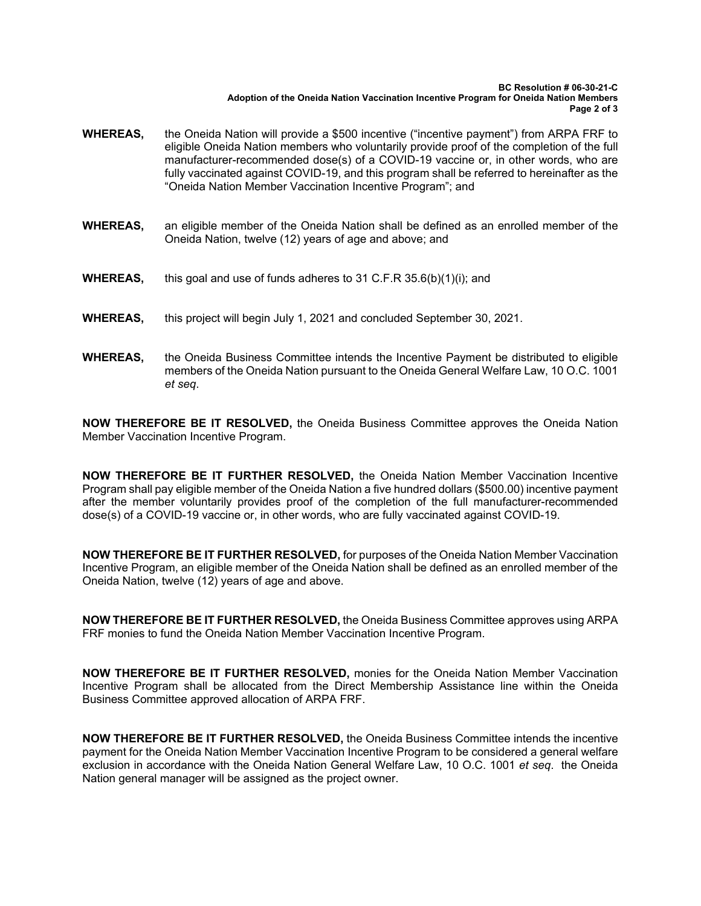**WHEREAS,** the Oneida Nation will provide a $500 incentive ("incentive payment") from ARPA FRF to eligible Oneida Nation members who voluntarily provide proof of the completion of the full manufacturer-recommended dose(s) of a COVID-19 vaccine or, in other words, who are fully vaccinated against COVID-19, and this program shall be referred to hereinafter as the "Oneida Nation Member Vaccination Incentive Program"; and

**WHEREAS,** an eligible member of the Oneida Nation shall be defined as an enrolled member of the Oneida Nation, twelve (12) years of age and above; and

**WHEREAS,** this goal and use of funds adheres to 31 C.F.R 35.6(b)(1)(i); and

**WHEREAS,** this project will begin July 1, 2021 and concluded September 30, 2021.

**WHEREAS,** the Oneida Business Committee intends the Incentive Payment be distributed to eligible members of the Oneida Nation pursuant to the Oneida General Welfare Law, 10 O.C. 1001 *et seq*.

**NOW THEREFORE BE IT RESOLVED,** the Oneida Business Committee approves the Oneida Nation Member Vaccination Incentive Program.

**NOW THEREFORE BE IT FURTHER RESOLVED,** the Oneida Nation Member Vaccination Incentive Program shall pay eligible member of the Oneida Nation a five hundred dollars ($500.00) incentive payment after the member voluntarily provides proof of the completion of the full manufacturer-recommended dose(s) of a COVID-19 vaccine or, in other words, who are fully vaccinated against COVID-19.

**NOW THEREFORE BE IT FURTHER RESOLVED,** for purposes of the Oneida Nation Member Vaccination Incentive Program, an eligible member of the Oneida Nation shall be defined as an enrolled member of the Oneida Nation, twelve (12) years of age and above.

**NOW THEREFORE BE IT FURTHER RESOLVED,** the Oneida Business Committee approves using ARPA FRF monies to fund the Oneida Nation Member Vaccination Incentive Program.

**NOW THEREFORE BE IT FURTHER RESOLVED,** monies for the Oneida Nation Member Vaccination Incentive Program shall be allocated from the Direct Membership Assistance line within the Oneida Business Committee approved allocation of ARPA FRF.

**NOW THEREFORE BE IT FURTHER RESOLVED,** the Oneida Business Committee intends the incentive payment for the Oneida Nation Member Vaccination Incentive Program to be considered a general welfare exclusion in accordance with the Oneida Nation General Welfare Law, 10 O.C. 1001 *et seq*. the Oneida Nation general manager will be assigned as the project owner.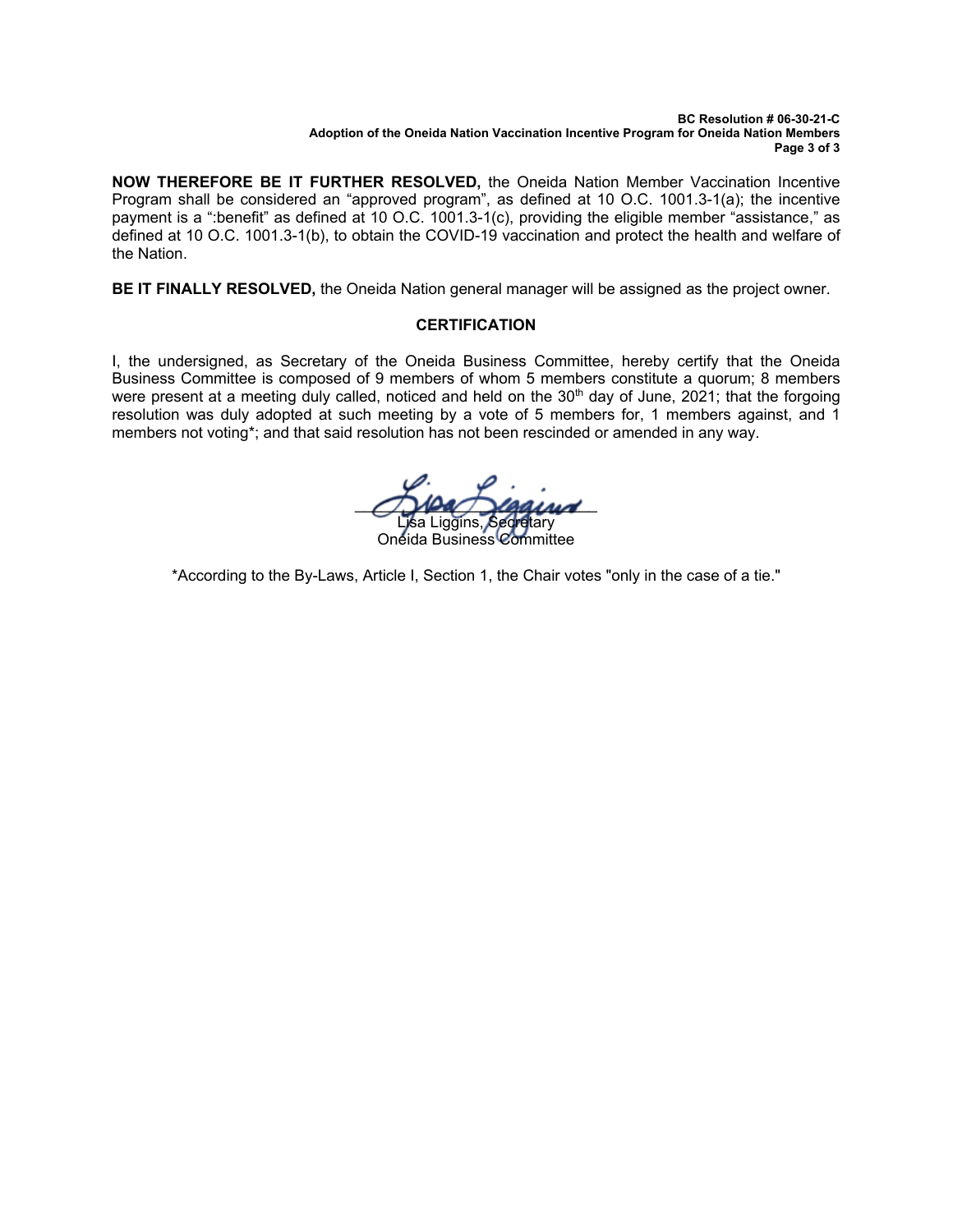**NOW THEREFORE BE IT FURTHER RESOLVED,** the Oneida Nation Member Vaccination Incentive Program shall be considered an “approved program”, as defined at 10 O.C. 1001.3-1(a); the incentive payment is a “:benefit” as defined at 10 O.C. 1001.3-1(c), providing the eligible member “assistance,” as defined at 10 O.C. 1001.3-1(b), to obtain the COVID-19 vaccination and protect the health and welfare of the Nation.

**BE IT FINALLY RESOLVED,** the Oneida Nation general manager will be assigned as the project owner.

## CERTIFICATION

I, the undersigned, as Secretary of the Oneida Business Committee, hereby certify that the Oneida Business Committee is composed of 9 members of whom 5 members constitute a quorum; 8 members were present at a meeting duly called, noticed and held on the 30th day of June, 2021; that the forgoing resolution was duly adopted at such meeting by a vote of 5 members for, 1 members against, and 1 members not voting*; and that said resolution has not been rescinded or amended in any way.

Lisa Liggins, Secretary
Oneida Business Committee

*According to the By-Laws, Article I, Section 1, the Chair votes "only in the case of a tie."